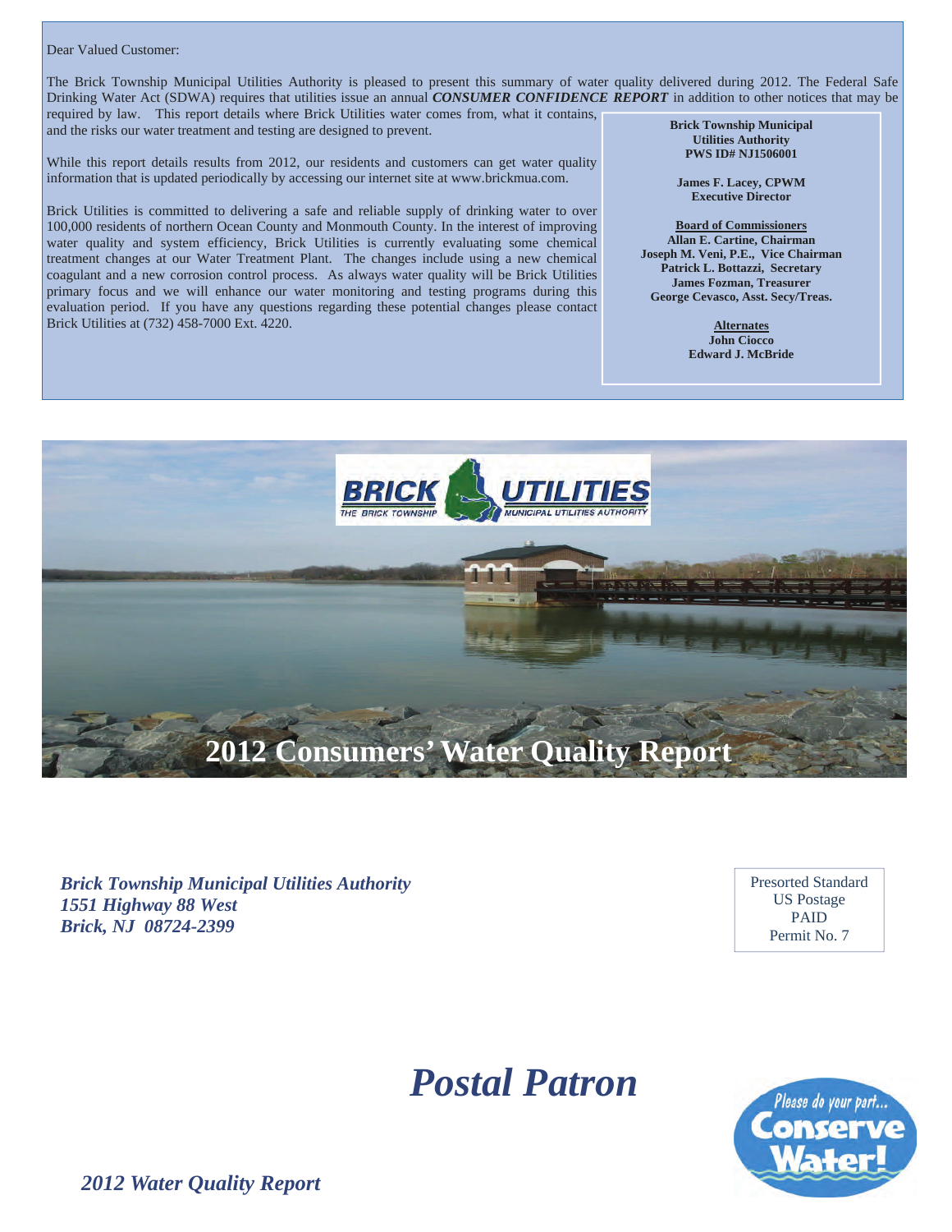Dear Valued Customer:

The Brick Township Municipal Utilities Authority is pleased to present this summary of water quality delivered during 2012. The Federal Safe Drinking Water Act (SDWA) requires that utilities issue an annual ***CONSUMER CONFIDENCE REPORT*** in addition to other notices that may be required by law. This report details where Brick Utilities water comes from, what it contains, and the risks our water treatment and testing are designed to prevent.

While this report details results from 2012, our residents and customers can get water quality information that is updated periodically by accessing our internet site at www.brickmua.com.

Brick Utilities is committed to delivering a safe and reliable supply of drinking water to over 100,000 residents of northern Ocean County and Monmouth County. In the interest of improving water quality and system efficiency, Brick Utilities is currently evaluating some chemical treatment changes at our Water Treatment Plant. The changes include using a new chemical coagulant and a new corrosion control process. As always water quality will be Brick Utilities primary focus and we will enhance our water monitoring and testing programs during this evaluation period. If you have any questions regarding these potential changes please contact Brick Utilities at (732) 458-7000 Ext. 4220.

**Brick Township Municipal Utilities Authority**
**PWS ID# NJ1506001**

**James F. Lacey, CPWM**
**Executive Director**

**Board of Commissioners**
**Allan E. Cartine, Chairman**
**Joseph M. Veni, P.E., Vice Chairman**
**Patrick L. Bottazzi, Secretary**
**James Fozman, Treasurer**
**George Cevasco, Asst. Secy/Treas.**

**Alternates**
**John Ciocco**
**Edward J. McBride**

BRICK UTILITIES
THE BRICK TOWNSHIP MUNICIPAL UTILITIES AUTHORITY

# 2012 Consumers' Water Quality Report

***Brick Township Municipal Utilities Authority***
***1551 Highway 88 West***
***Brick, NJ 08724-2399***

Presorted Standard
US Postage
PAID
Permit No. 7

## *Postal Patron*

Please do your part... Conserve Water!

***2012 Water Quality Report***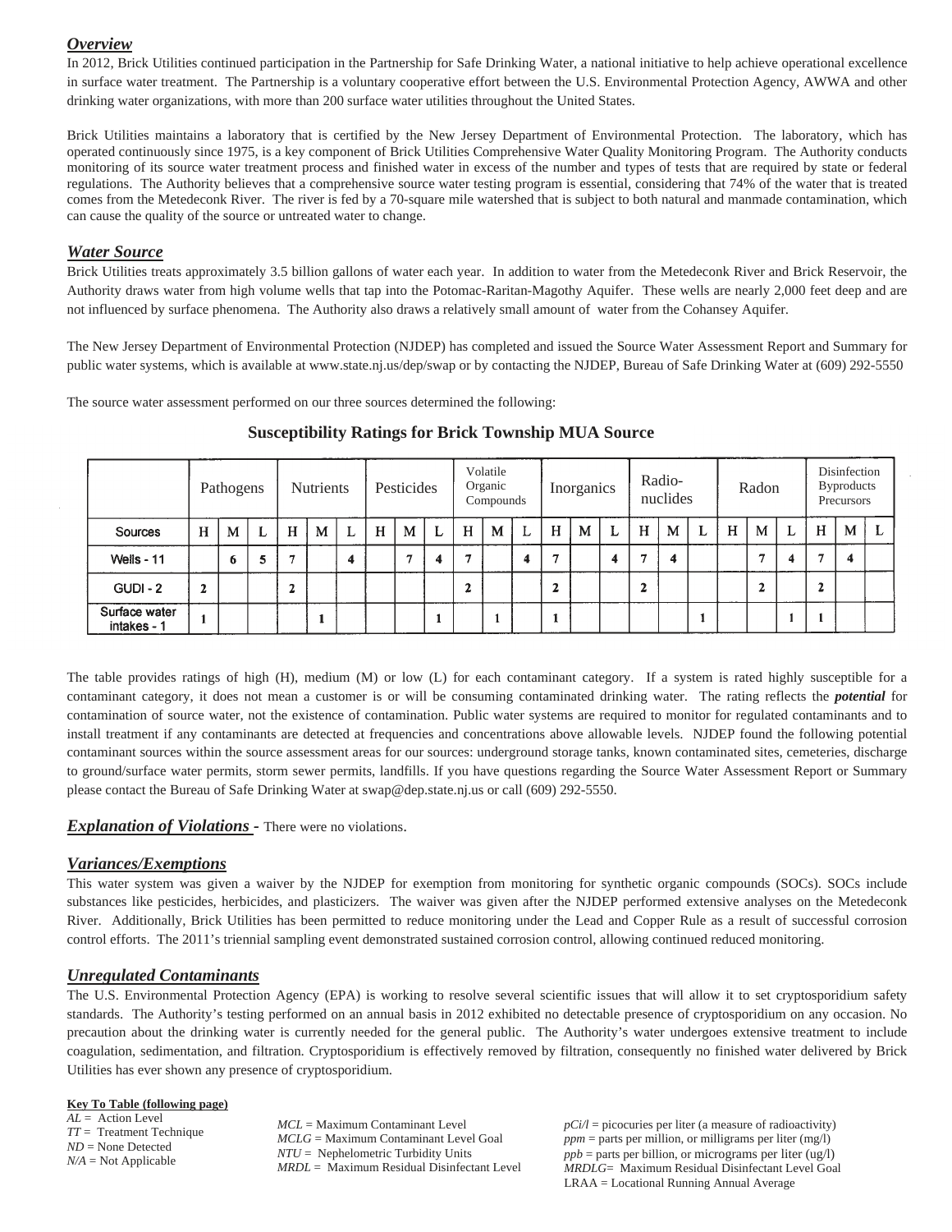## *Overview*

In 2012, Brick Utilities continued participation in the Partnership for Safe Drinking Water, a national initiative to help achieve operational excellence in surface water treatment. The Partnership is a voluntary cooperative effort between the U.S. Environmental Protection Agency, AWWA and other drinking water organizations, with more than 200 surface water utilities throughout the United States.

Brick Utilities maintains a laboratory that is certified by the New Jersey Department of Environmental Protection. The laboratory, which has operated continuously since 1975, is a key component of Brick Utilities Comprehensive Water Quality Monitoring Program. The Authority conducts monitoring of its source water treatment process and finished water in excess of the number and types of tests that are required by state or federal regulations. The Authority believes that a comprehensive source water testing program is essential, considering that 74% of the water that is treated comes from the Metedeconk River. The river is fed by a 70-square mile watershed that is subject to both natural and manmade contamination, which can cause the quality of the source or untreated water to change.

## *Water Source*

Brick Utilities treats approximately 3.5 billion gallons of water each year. In addition to water from the Metedeconk River and Brick Reservoir, the Authority draws water from high volume wells that tap into the Potomac-Raritan-Magothy Aquifer. These wells are nearly 2,000 feet deep and are not influenced by surface phenomena. The Authority also draws a relatively small amount of water from the Cohansey Aquifer.

The New Jersey Department of Environmental Protection (NJDEP) has completed and issued the Source Water Assessment Report and Summary for public water systems, which is available at www.state.nj.us/dep/swap or by contacting the NJDEP, Bureau of Safe Drinking Water at (609) 292-5550

The source water assessment performed on our three sources determined the following:

**Susceptibility Ratings for Brick Township MUA Source**

| | Pathogens | | | Nutrients | | | Pesticides | | | Volatile Organic Compounds | | | Inorganics | | | Radio-nuclides | | | Radon | | | Disinfection Byproducts Precursors | | |
|---|---|---|---|---|---|---|---|---|---|---|---|---|---|---|---|---|---|---|---|---|---|---|---|---|
| Sources | H | M | L | H | M | L | H | M | L | H | M | L | H | M | L | H | M | L | H | M | L | H | M | L |
| Wells - 11 | | 6 | 5 | 7 | | 4 | | 7 | 4 | 7 | | 4 | 7 | | 4 | 7 | 4 | | | 7 | 4 | 7 | 4 | |
| GUDI - 2 | 2 | | | 2 | | | | | | 2 | | | 2 | | | 2 | | | | 2 | | 2 | | |
| Surface water intakes - 1 | 1 | | | | 1 | | | | 1 | | 1 | | 1 | | | | | 1 | | | 1 | 1 | | |

The table provides ratings of high (H), medium (M) or low (L) for each contaminant category. If a system is rated highly susceptible for a contaminant category, it does not mean a customer is or will be consuming contaminated drinking water. The rating reflects the ***potential*** for contamination of source water, not the existence of contamination. Public water systems are required to monitor for regulated contaminants and to install treatment if any contaminants are detected at frequencies and concentrations above allowable levels. NJDEP found the following potential contaminant sources within the source assessment areas for our sources: underground storage tanks, known contaminated sites, cemeteries, discharge to ground/surface water permits, storm sewer permits, landfills. If you have questions regarding the Source Water Assessment Report or Summary please contact the Bureau of Safe Drinking Water at swap@dep.state.nj.us or call (609) 292-5550.

## *Explanation of Violations -* There were no violations.

## *Variances/Exemptions*

This water system was given a waiver by the NJDEP for exemption from monitoring for synthetic organic compounds (SOCs). SOCs include substances like pesticides, herbicides, and plasticizers. The waiver was given after the NJDEP performed extensive analyses on the Metedeconk River. Additionally, Brick Utilities has been permitted to reduce monitoring under the Lead and Copper Rule as a result of successful corrosion control efforts. The 2011's triennial sampling event demonstrated sustained corrosion control, allowing continued reduced monitoring.

## *Unregulated Contaminants*

The U.S. Environmental Protection Agency (EPA) is working to resolve several scientific issues that will allow it to set cryptosporidium safety standards. The Authority's testing performed on an annual basis in 2012 exhibited no detectable presence of cryptosporidium on any occasion. No precaution about the drinking water is currently needed for the general public. The Authority's water undergoes extensive treatment to include coagulation, sedimentation, and filtration. Cryptosporidium is effectively removed by filtration, consequently no finished water delivered by Brick Utilities has ever shown any presence of cryptosporidium.

**Key To Table (following page)**

*AL* = Action Level
*TT* = Treatment Technique
*ND* = None Detected
*N/A* = Not Applicable

*MCL* = Maximum Contaminant Level
*MCLG* = Maximum Contaminant Level Goal
*NTU* = Nephelometric Turbidity Units
*MRDL* = Maximum Residual Disinfectant Level

*pCi/l* = picocuries per liter (a measure of radioactivity)
*ppm* = parts per million, or milligrams per liter (mg/l)
*ppb* = parts per billion, or micrograms per liter (ug/l)
*MRDLG*= Maximum Residual Disinfectant Level Goal
LRAA = Locational Running Annual Average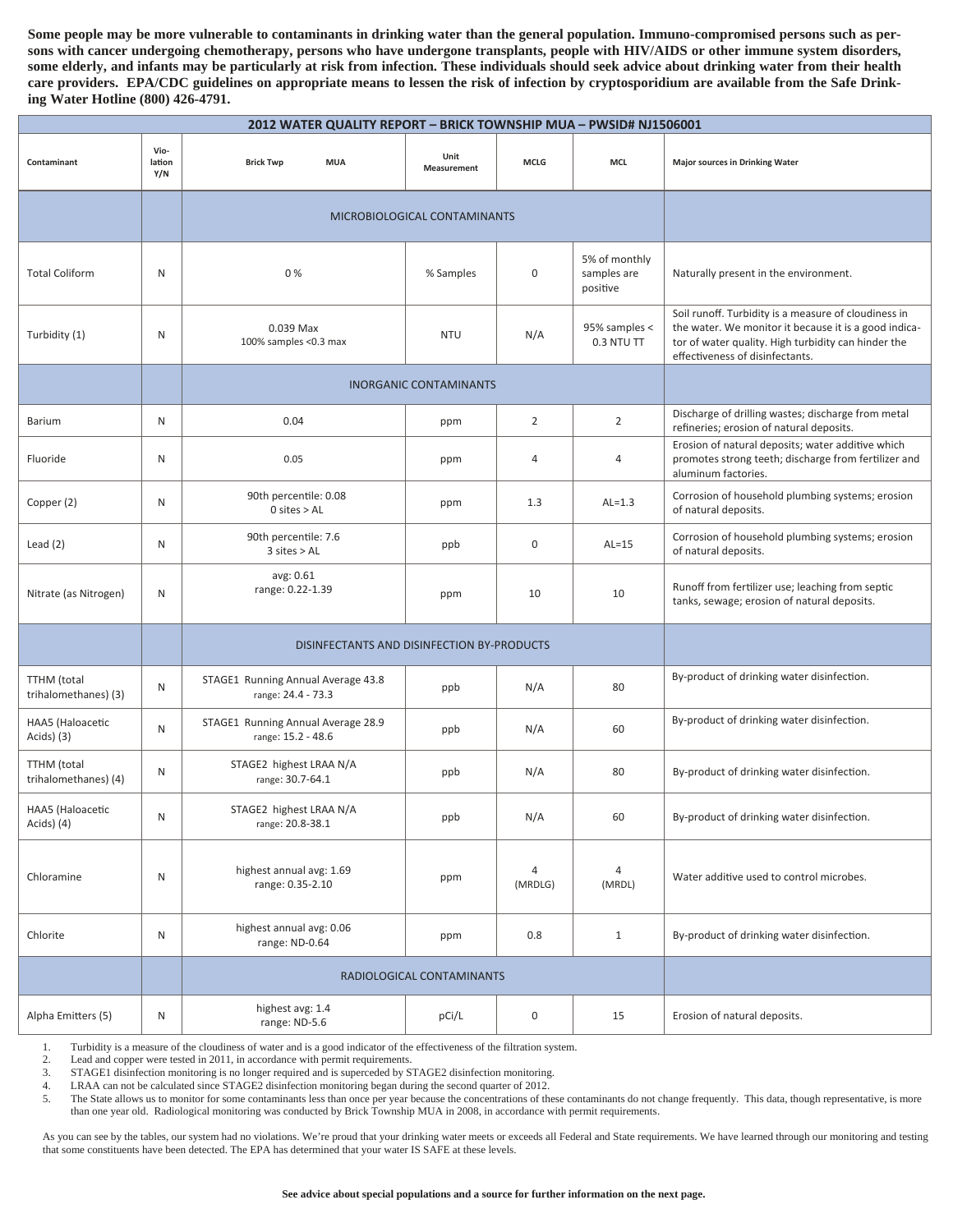**Some people may be more vulnerable to contaminants in drinking water than the general population. Immuno-compromised persons such as persons with cancer undergoing chemotherapy, persons who have undergone transplants, people with HIV/AIDS or other immune system disorders, some elderly, and infants may be particularly at risk from infection. These individuals should seek advice about drinking water from their health care providers. EPA/CDC guidelines on appropriate means to lessen the risk of infection by cryptosporidium are available from the Safe Drinking Water Hotline (800) 426-4791.**

| 2012 WATER QUALITY REPORT – BRICK TOWNSHIP MUA – PWSID# NJ1506001 | | | | | | |
|---|---|---|---|---|---|---|
| **Contaminant** | **Violation Y/N** | **Brick Twp MUA** | **Unit Measurement** | **MCLG** | **MCL** | **Major sources in Drinking Water** |
| | | MICROBIOLOGICAL CONTAMINANTS | | | | |
| Total Coliform | N | 0 % | % Samples | 0 | 5% of monthly samples are positive | Naturally present in the environment. |
| Turbidity (1) | N | 0.039 Max<br>100% samples <0.3 max | NTU | N/A | 95% samples < 0.3 NTU TT | Soil runoff. Turbidity is a measure of cloudiness in the water. We monitor it because it is a good indicator of water quality. High turbidity can hinder the effectiveness of disinfectants. |
| | | INORGANIC CONTAMINANTS | | | | |
| Barium | N | 0.04 | ppm | 2 | 2 | Discharge of drilling wastes; discharge from metal refineries; erosion of natural deposits. |
| Fluoride | N | 0.05 | ppm | 4 | 4 | Erosion of natural deposits; water additive which promotes strong teeth; discharge from fertilizer and aluminum factories. |
| Copper (2) | N | 90th percentile: 0.08<br>0 sites > AL | ppm | 1.3 | AL=1.3 | Corrosion of household plumbing systems; erosion of natural deposits. |
| Lead (2) | N | 90th percentile: 7.6<br>3 sites > AL | ppb | 0 | AL=15 | Corrosion of household plumbing systems; erosion of natural deposits. |
| Nitrate (as Nitrogen) | N | avg: 0.61<br>range: 0.22-1.39 | ppm | 10 | 10 | Runoff from fertilizer use; leaching from septic tanks, sewage; erosion of natural deposits. |
| | | DISINFECTANTS AND DISINFECTION BY-PRODUCTS | | | | |
| TTHM (total trihalomethanes) (3) | N | STAGE1 Running Annual Average 43.8<br>range: 24.4 - 73.3 | ppb | N/A | 80 | By-product of drinking water disinfection. |
| HAA5 (Haloacetic Acids) (3) | N | STAGE1 Running Annual Average 28.9<br>range: 15.2 - 48.6 | ppb | N/A | 60 | By-product of drinking water disinfection. |
| TTHM (total trihalomethanes) (4) | N | STAGE2 highest LRAA N/A<br>range: 30.7-64.1 | ppb | N/A | 80 | By-product of drinking water disinfection. |
| HAA5 (Haloacetic Acids) (4) | N | STAGE2 highest LRAA N/A<br>range: 20.8-38.1 | ppb | N/A | 60 | By-product of drinking water disinfection. |
| Chloramine | N | highest annual avg: 1.69<br>range: 0.35-2.10 | ppm | 4 (MRDLG) | 4 (MRDL) | Water additive used to control microbes. |
| Chlorite | N | highest annual avg: 0.06<br>range: ND-0.64 | ppm | 0.8 | 1 | By-product of drinking water disinfection. |
| | | RADIOLOGICAL CONTAMINANTS | | | | |
| Alpha Emitters (5) | N | highest avg: 1.4<br>range: ND-5.6 | pCi/L | 0 | 15 | Erosion of natural deposits. |

1. Turbidity is a measure of the cloudiness of water and is a good indicator of the effectiveness of the filtration system.
2. Lead and copper were tested in 2011, in accordance with permit requirements.
3. STAGE1 disinfection monitoring is no longer required and is superceded by STAGE2 disinfection monitoring.
4. LRAA can not be calculated since STAGE2 disinfection monitoring began during the second quarter of 2012.
5. The State allows us to monitor for some contaminants less than once per year because the concentrations of these contaminants do not change frequently. This data, though representative, is more than one year old. Radiological monitoring was conducted by Brick Township MUA in 2008, in accordance with permit requirements.

As you can see by the tables, our system had no violations. We're proud that your drinking water meets or exceeds all Federal and State requirements. We have learned through our monitoring and testing that some constituents have been detected. The EPA has determined that your water IS SAFE at these levels.

**See advice about special populations and a source for further information on the next page.**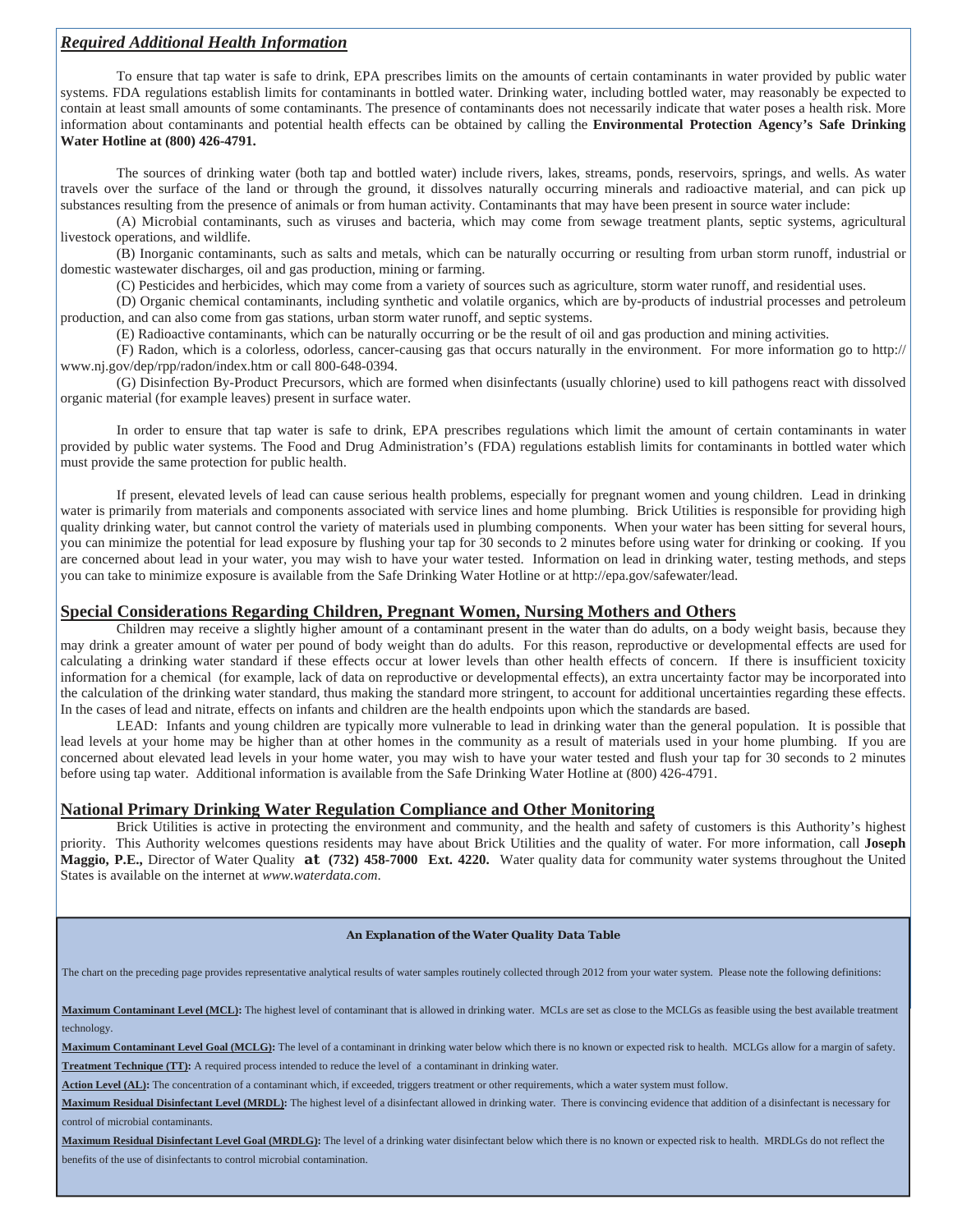## *Required Additional Health Information*

To ensure that tap water is safe to drink, EPA prescribes limits on the amounts of certain contaminants in water provided by public water systems. FDA regulations establish limits for contaminants in bottled water. Drinking water, including bottled water, may reasonably be expected to contain at least small amounts of some contaminants. The presence of contaminants does not necessarily indicate that water poses a health risk. More information about contaminants and potential health effects can be obtained by calling the **Environmental Protection Agency's Safe Drinking Water Hotline at (800) 426-4791.**

The sources of drinking water (both tap and bottled water) include rivers, lakes, streams, ponds, reservoirs, springs, and wells. As water travels over the surface of the land or through the ground, it dissolves naturally occurring minerals and radioactive material, and can pick up substances resulting from the presence of animals or from human activity. Contaminants that may have been present in source water include:

(A) Microbial contaminants, such as viruses and bacteria, which may come from sewage treatment plants, septic systems, agricultural livestock operations, and wildlife.

(B) Inorganic contaminants, such as salts and metals, which can be naturally occurring or resulting from urban storm runoff, industrial or domestic wastewater discharges, oil and gas production, mining or farming.

(C) Pesticides and herbicides, which may come from a variety of sources such as agriculture, storm water runoff, and residential uses.

(D) Organic chemical contaminants, including synthetic and volatile organics, which are by-products of industrial processes and petroleum production, and can also come from gas stations, urban storm water runoff, and septic systems.

(E) Radioactive contaminants, which can be naturally occurring or be the result of oil and gas production and mining activities.

(F) Radon, which is a colorless, odorless, cancer-causing gas that occurs naturally in the environment. For more information go to http://www.nj.gov/dep/rpp/radon/index.htm or call 800-648-0394.

(G) Disinfection By-Product Precursors, which are formed when disinfectants (usually chlorine) used to kill pathogens react with dissolved organic material (for example leaves) present in surface water.

In order to ensure that tap water is safe to drink, EPA prescribes regulations which limit the amount of certain contaminants in water provided by public water systems. The Food and Drug Administration's (FDA) regulations establish limits for contaminants in bottled water which must provide the same protection for public health.

If present, elevated levels of lead can cause serious health problems, especially for pregnant women and young children. Lead in drinking water is primarily from materials and components associated with service lines and home plumbing. Brick Utilities is responsible for providing high quality drinking water, but cannot control the variety of materials used in plumbing components. When your water has been sitting for several hours, you can minimize the potential for lead exposure by flushing your tap for 30 seconds to 2 minutes before using water for drinking or cooking. If you are concerned about lead in your water, you may wish to have your water tested. Information on lead in drinking water, testing methods, and steps you can take to minimize exposure is available from the Safe Drinking Water Hotline or at http://epa.gov/safewater/lead.

## Special Considerations Regarding Children, Pregnant Women, Nursing Mothers and Others

Children may receive a slightly higher amount of a contaminant present in the water than do adults, on a body weight basis, because they may drink a greater amount of water per pound of body weight than do adults. For this reason, reproductive or developmental effects are used for calculating a drinking water standard if these effects occur at lower levels than other health effects of concern. If there is insufficient toxicity information for a chemical (for example, lack of data on reproductive or developmental effects), an extra uncertainty factor may be incorporated into the calculation of the drinking water standard, thus making the standard more stringent, to account for additional uncertainties regarding these effects. In the cases of lead and nitrate, effects on infants and children are the health endpoints upon which the standards are based.

LEAD: Infants and young children are typically more vulnerable to lead in drinking water than the general population. It is possible that lead levels at your home may be higher than at other homes in the community as a result of materials used in your home plumbing. If you are concerned about elevated lead levels in your home water, you may wish to have your water tested and flush your tap for 30 seconds to 2 minutes before using tap water. Additional information is available from the Safe Drinking Water Hotline at (800) 426-4791.

## National Primary Drinking Water Regulation Compliance and Other Monitoring

Brick Utilities is active in protecting the environment and community, and the health and safety of customers is this Authority's highest priority. This Authority welcomes questions residents may have about Brick Utilities and the quality of water. For more information, call **Joseph Maggio, P.E.,** Director of Water Quality **at (732) 458-7000 Ext. 4220.** Water quality data for community water systems throughout the United States is available on the internet at *www.waterdata.com*.

***An Explanation of the Water Quality Data Table***

The chart on the preceding page provides representative analytical results of water samples routinely collected through 2012 from your water system. Please note the following definitions:

**Maximum Contaminant Level (MCL):** The highest level of contaminant that is allowed in drinking water. MCLs are set as close to the MCLGs as feasible using the best available treatment technology.

**Maximum Contaminant Level Goal (MCLG):** The level of a contaminant in drinking water below which there is no known or expected risk to health. MCLGs allow for a margin of safety.

**Treatment Technique (TT):** A required process intended to reduce the level of a contaminant in drinking water.

**Action Level (AL):** The concentration of a contaminant which, if exceeded, triggers treatment or other requirements, which a water system must follow.

**Maximum Residual Disinfectant Level (MRDL):** The highest level of a disinfectant allowed in drinking water. There is convincing evidence that addition of a disinfectant is necessary for control of microbial contaminants.

**Maximum Residual Disinfectant Level Goal (MRDLG):** The level of a drinking water disinfectant below which there is no known or expected risk to health. MRDLGs do not reflect the benefits of the use of disinfectants to control microbial contamination.